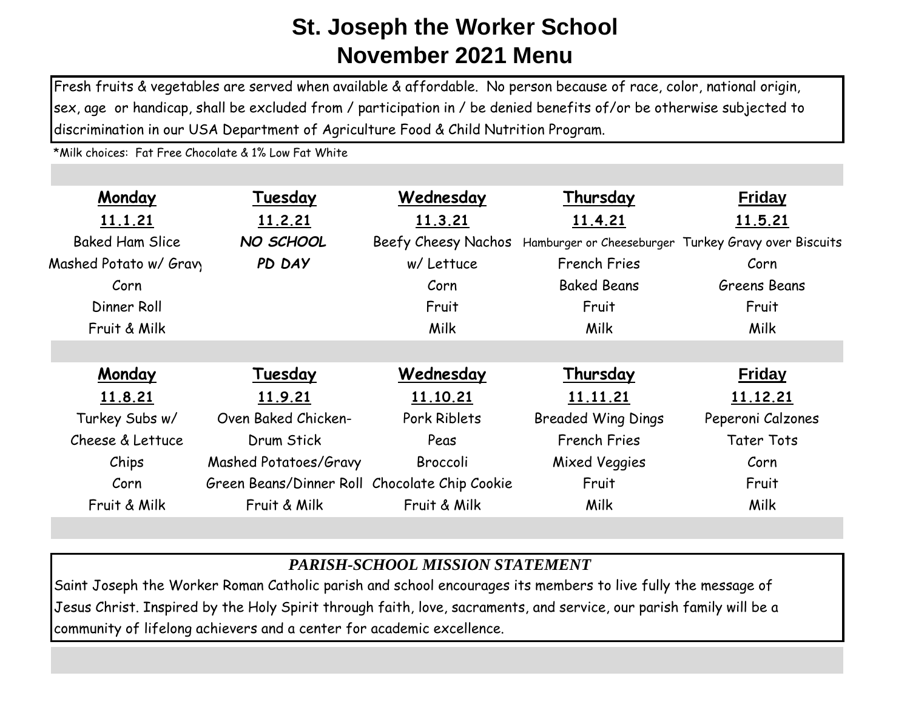# St. Joseph the Worker School
# November 2021 Menu

Fresh fruits & vegetables are served when available & affordable. No person because of race, color, national origin, sex, age or handicap, shall be excluded from / participation in / be denied benefits of/or be otherwise subjected to discrimination in our USA Department of Agriculture Food & Child Nutrition Program.

*Milk choices: Fat Free Chocolate & 1% Low Fat White

| **Monday** | **Tuesday** | **Wednesday** | **Thursday** | **Friday** |
|---|---|---|---|---|
| **11.1.21** | **11.2.21** | **11.3.21** | **11.4.21** | **11.5.21** |
| Baked Ham Slice | ***NO SCHOOL*** | Beefy Cheesy Nachos | Hamburger or Cheeseburger | Turkey Gravy over Biscuits |
| Mashed Potato w/ Gravy | ***PD DAY*** | w/ Lettuce | French Fries | Corn |
| Corn | | Corn | Baked Beans | Greens Beans |
| Dinner Roll | | Fruit | Fruit | Fruit |
| Fruit & Milk | | Milk | Milk | Milk |

| **Monday** | **Tuesday** | **Wednesday** | **Thursday** | **Friday** |
|---|---|---|---|---|
| **11.8.21** | **11.9.21** | **11.10.21** | **11.11.21** | **11.12.21** |
| Turkey Subs w/ | Oven Baked Chicken- | Pork Riblets | Breaded Wing Dings | Peperoni Calzones |
| Cheese & Lettuce | Drum Stick | Peas | French Fries | Tater Tots |
| Chips | Mashed Potatoes/Gravy | Broccoli | Mixed Veggies | Corn |
| Corn | Green Beans/Dinner Roll | Chocolate Chip Cookie | Fruit | Fruit |
| Fruit & Milk | Fruit & Milk | Fruit & Milk | Milk | Milk |

***PARISH-SCHOOL MISSION STATEMENT***

Saint Joseph the Worker Roman Catholic parish and school encourages its members to live fully the message of Jesus Christ. Inspired by the Holy Spirit through faith, love, sacraments, and service, our parish family will be a community of lifelong achievers and a center for academic excellence.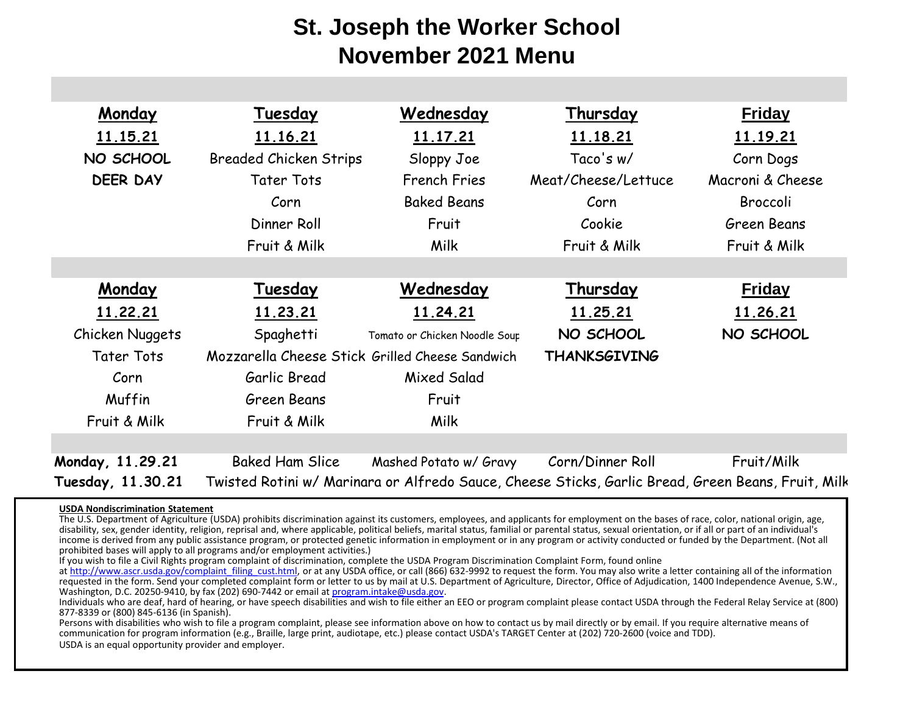# St. Joseph the Worker School
# November 2021 Menu

| Monday | Tuesday | Wednesday | Thursday | Friday |
|---|---|---|---|---|
| 11.15.21 | 11.16.21 | 11.17.21 | 11.18.21 | 11.19.21 |
| **NO SCHOOL** | Breaded Chicken Strips | Sloppy Joe | Taco's w/ | Corn Dogs |
| **DEER DAY** | Tater Tots | French Fries | Meat/Cheese/Lettuce | Macroni & Cheese |
| | Corn | Baked Beans | Corn | Broccoli |
| | Dinner Roll | Fruit | Cookie | Green Beans |
| | Fruit & Milk | Milk | Fruit & Milk | Fruit & Milk |

| Monday | Tuesday | Wednesday | Thursday | Friday |
|---|---|---|---|---|
| 11.22.21 | 11.23.21 | 11.24.21 | 11.25.21 | 11.26.21 |
| Chicken Nuggets | Spaghetti | Tomato or Chicken Noodle Soup | **NO SCHOOL** | **NO SCHOOL** |
| Tater Tots | Mozzarella Cheese Stick | Grilled Cheese Sandwich | **THANKSGIVING** | |
| Corn | Garlic Bread | Mixed Salad | | |
| Muffin | Green Beans | Fruit | | |
| Fruit & Milk | Fruit & Milk | Milk | | |

**Monday, 11.29.21** Baked Ham Slice, Mashed Potato w/ Gravy, Corn/Dinner Roll, Fruit/Milk

**Tuesday, 11.30.21** Twisted Rotini w/ Marinara or Alfredo Sauce, Cheese Sticks, Garlic Bread, Green Beans, Fruit, Milk

**USDA Nondiscrimination Statement**

The U.S. Department of Agriculture (USDA) prohibits discrimination against its customers, employees, and applicants for employment on the bases of race, color, national origin, age, disability, sex, gender identity, religion, reprisal and, where applicable, political beliefs, marital status, familial or parental status, sexual orientation, or if all or part of an individual's income is derived from any public assistance program, or protected genetic information in employment or in any program or activity conducted or funded by the Department. (Not all prohibited bases will apply to all programs and/or employment activities.)

If you wish to file a Civil Rights program complaint of discrimination, complete the USDA Program Discrimination Complaint Form, found online at http://www.ascr.usda.gov/complaint_filing_cust.html, or at any USDA office, or call (866) 632-9992 to request the form. You may also write a letter containing all of the information requested in the form. Send your completed complaint form or letter to us by mail at U.S. Department of Agriculture, Director, Office of Adjudication, 1400 Independence Avenue, S.W., Washington, D.C. 20250-9410, by fax (202) 690-7442 or email at program.intake@usda.gov.

Individuals who are deaf, hard of hearing, or have speech disabilities and wish to file either an EEO or program complaint please contact USDA through the Federal Relay Service at (800) 877-8339 or (800) 845-6136 (in Spanish).

Persons with disabilities who wish to file a program complaint, please see information above on how to contact us by mail directly or by email. If you require alternative means of communication for program information (e.g., Braille, large print, audiotape, etc.) please contact USDA's TARGET Center at (202) 720-2600 (voice and TDD).

USDA is an equal opportunity provider and employer.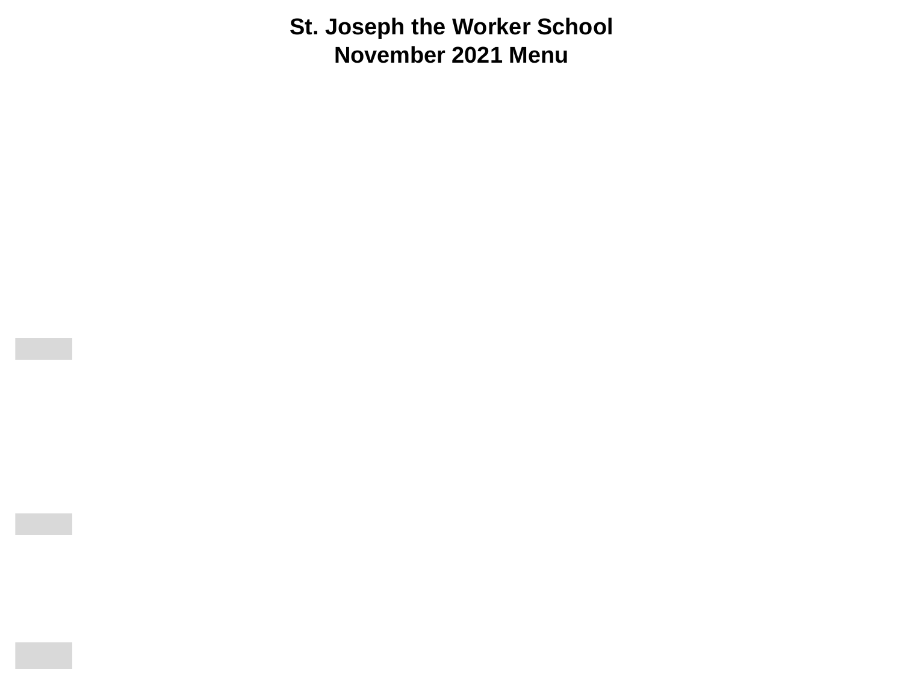# St. Joseph the Worker School
# November 2021 Menu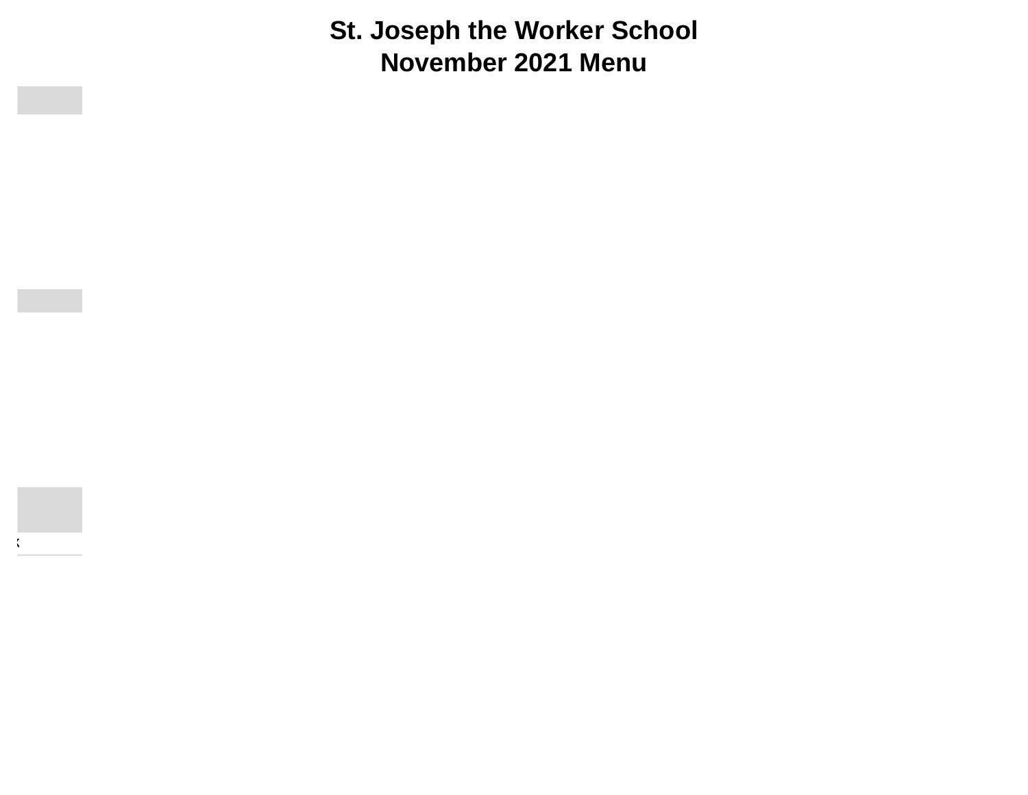# St. Joseph the Worker School
# November 2021 Menu